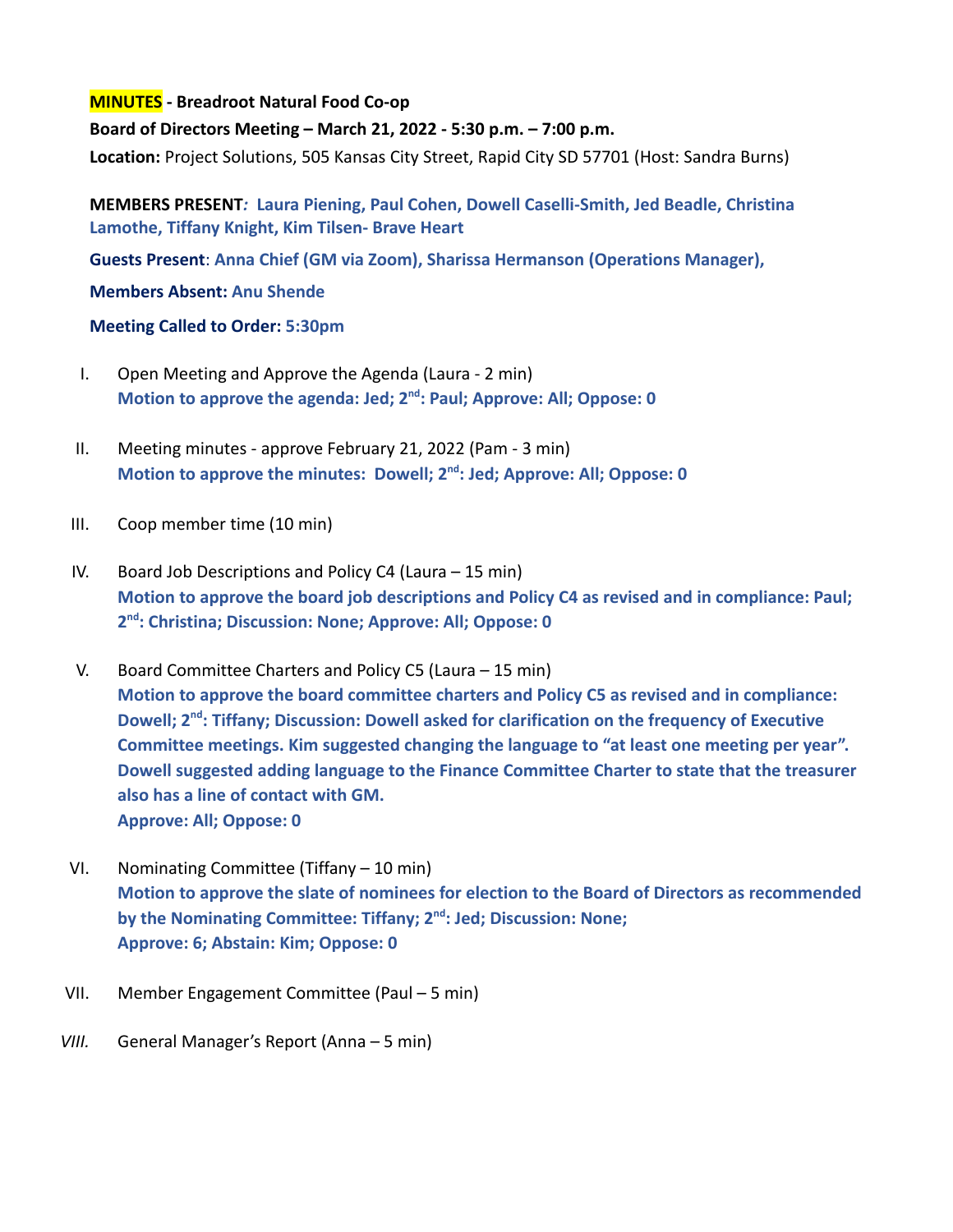**MINUTES - Breadroot Natural Food Co-op**

**Board of Directors Meeting – March 21, 2022 - 5:30 p.m. – 7:00 p.m.**

**Location:** Project Solutions, 505 Kansas City Street, Rapid City SD 57701 (Host: Sandra Burns)

**MEMBERS PRESENT***:* **Laura Piening, Paul Cohen, Dowell Caselli-Smith, Jed Beadle, Christina Lamothe, Tiffany Knight, Kim Tilsen- Brave Heart**

**Guests Present**: **Anna Chief (GM via Zoom), Sharissa Hermanson (Operations Manager),**

**Members Absent: Anu Shende**

**Meeting Called to Order: 5:30pm**

I. Open Meeting and Approve the Agenda (Laura - 2 min)
   **Motion to approve the agenda: Jed; 2nd: Paul; Approve: All; Oppose: 0**

II. Meeting minutes - approve February 21, 2022 (Pam - 3 min)
   **Motion to approve the minutes: Dowell; 2nd: Jed; Approve: All; Oppose: 0**

III. Coop member time (10 min)

IV. Board Job Descriptions and Policy C4 (Laura – 15 min)
   **Motion to approve the board job descriptions and Policy C4 as revised and in compliance: Paul; 2nd: Christina; Discussion: None; Approve: All; Oppose: 0**

V. Board Committee Charters and Policy C5 (Laura – 15 min)
   **Motion to approve the board committee charters and Policy C5 as revised and in compliance: Dowell; 2nd: Tiffany; Discussion: Dowell asked for clarification on the frequency of Executive Committee meetings. Kim suggested changing the language to "at least one meeting per year". Dowell suggested adding language to the Finance Committee Charter to state that the treasurer also has a line of contact with GM.**
   **Approve: All; Oppose: 0**

VI. Nominating Committee (Tiffany – 10 min)
   **Motion to approve the slate of nominees for election to the Board of Directors as recommended by the Nominating Committee: Tiffany; 2nd: Jed; Discussion: None;**
   **Approve: 6; Abstain: Kim; Oppose: 0**

VII. Member Engagement Committee (Paul – 5 min)

*VIII.* General Manager's Report (Anna – 5 min)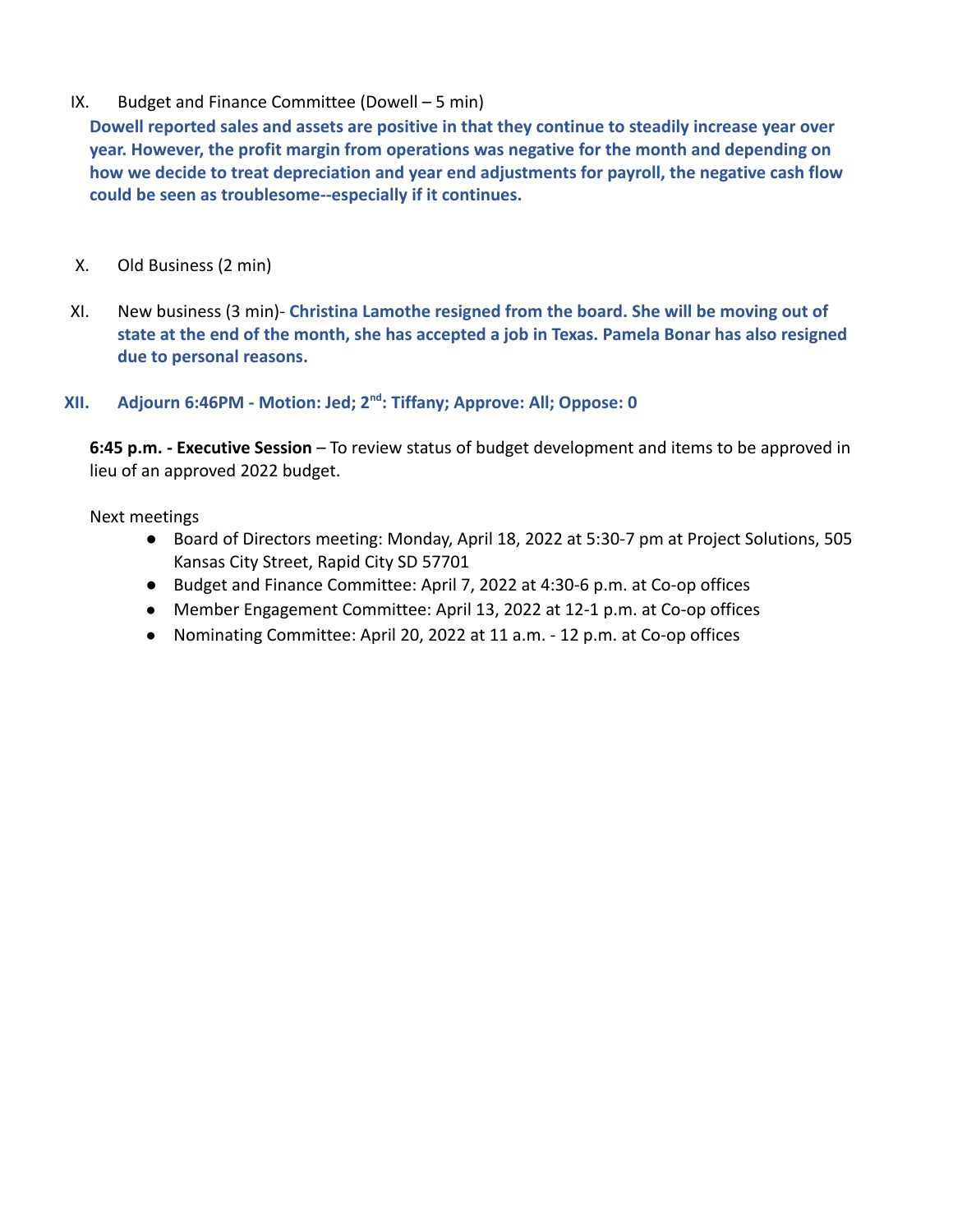IX. Budget and Finance Committee (Dowell – 5 min)

**Dowell reported sales and assets are positive in that they continue to steadily increase year over year. However, the profit margin from operations was negative for the month and depending on how we decide to treat depreciation and year end adjustments for payroll, the negative cash flow could be seen as troublesome--especially if it continues.**

X. Old Business (2 min)

XI. New business (3 min)- **Christina Lamothe resigned from the board. She will be moving out of state at the end of the month, she has accepted a job in Texas. Pamela Bonar has also resigned due to personal reasons.**

**XII. Adjourn 6:46PM - Motion: Jed; 2nd: Tiffany; Approve: All; Oppose: 0**

**6:45 p.m. - Executive Session** – To review status of budget development and items to be approved in lieu of an approved 2022 budget.

Next meetings

- Board of Directors meeting: Monday, April 18, 2022 at 5:30-7 pm at Project Solutions, 505 Kansas City Street, Rapid City SD 57701
- Budget and Finance Committee: April 7, 2022 at 4:30-6 p.m. at Co-op offices
- Member Engagement Committee: April 13, 2022 at 12-1 p.m. at Co-op offices
- Nominating Committee: April 20, 2022 at 11 a.m. - 12 p.m. at Co-op offices